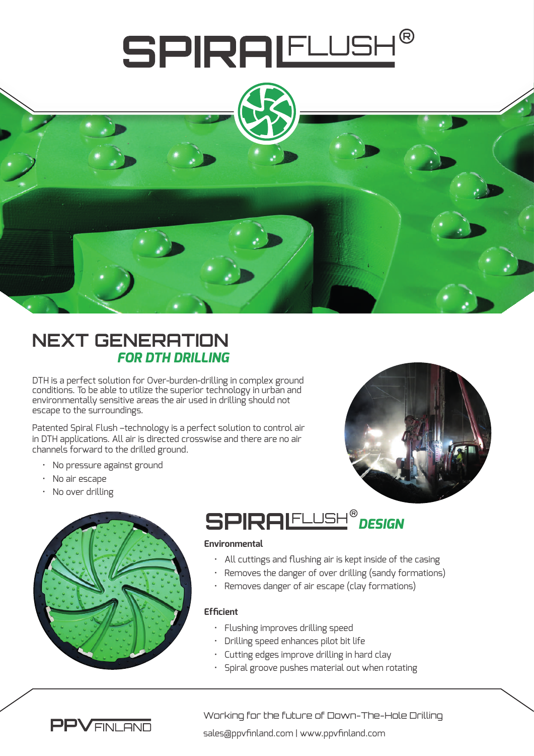# SPIRALFLUSH®

## NEXT GENERATION *FOR DTH DRILLING*

DTH is a perfect solution for Over-burden-drilling in complex ground conditions. To be able to utilize the superior technology in urban and environmentally sensitive areas the air used in drilling should not escape to the surroundings.

Patented Spiral Flush –technology is a perfect solution to control air in DTH applications. All air is directed crosswise and there are no air channels forward to the drilled ground.

- No pressure against ground
- No air escape
- No over drilling

## SPIRALFLUSH® *DESIGN*

**Environmental**

- All cuttings and flushing air is kept inside of the casing
- Removes the danger of over drilling (sandy formations)
- Removes danger of air escape (clay formations)

**Efficient**

- Flushing improves drilling speed
- Drilling speed enhances pilot bit life
- Cutting edges improve drilling in hard clay
- Spiral groove pushes material out when rotating

PPV FINLAND

Working for the future of Down-The-Hole Drilling

sales@ppvfinland.com | www.ppvfinland.com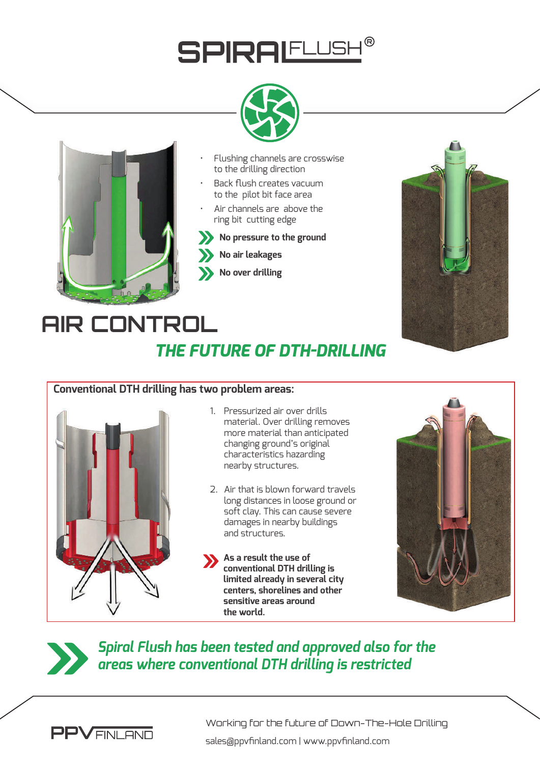# SPIRALFLUSH®

- Flushing channels are crosswise to the drilling direction
- Back flush creates vacuum to the pilot bit face area
- Air channels are above the ring bit cutting edge

**No pressure to the ground**

**No air leakages**

**No over drilling**

## AIR CONTROL

### *THE FUTURE OF DTH-DRILLING*

**Conventional DTH drilling has two problem areas:**

1. Pressurized air over drills material. Over drilling removes more material than anticipated changing ground's original characteristics hazarding nearby structures.
2. Air that is blown forward travels long distances in loose ground or soft clay. This can cause severe damages in nearby buildings and structures.

**As a result the use of conventional DTH drilling is limited already in several city centers, shorelines and other sensitive areas around the world.**

***Spiral Flush has been tested and approved also for the areas where conventional DTH drilling is restricted***

PPV FINLAND

Working for the future of Down-The-Hole Drilling

sales@ppvfinland.com | www.ppvfinland.com